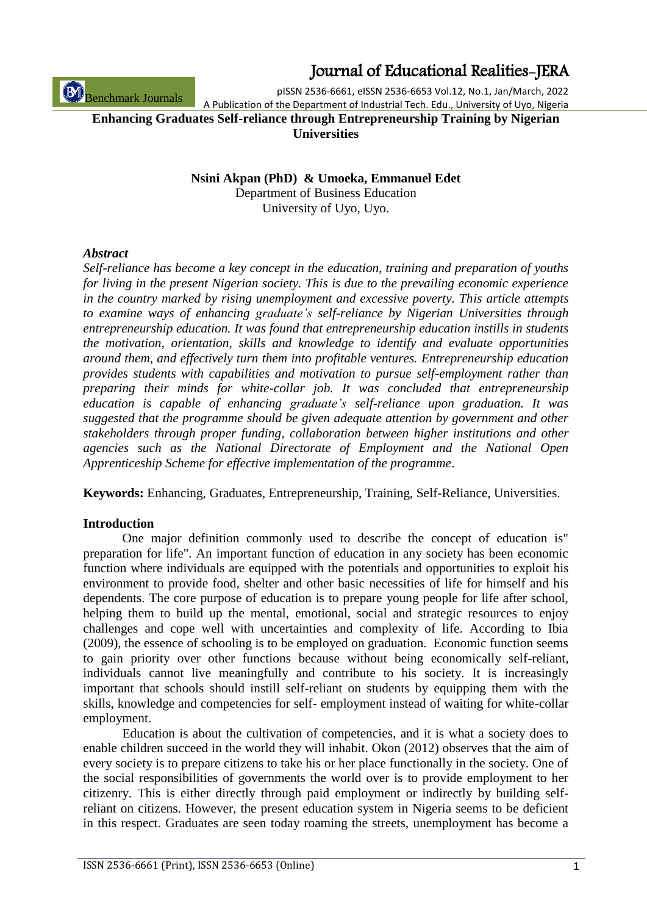# Enhancing Graduates Self-reliance through Entrepreneurship Training by Nigerian Universities

**Nsini Akpan (PhD) & Umoeka, Emmanuel Edet**
Department of Business Education
University of Uyo, Uyo.

### *Abstract*

*Self-reliance has become a key concept in the education, training and preparation of youths for living in the present Nigerian society. This is due to the prevailing economic experience in the country marked by rising unemployment and excessive poverty. This article attempts to examine ways of enhancing graduate's self-reliance by Nigerian Universities through entrepreneurship education. It was found that entrepreneurship education instills in students the motivation, orientation, skills and knowledge to identify and evaluate opportunities around them, and effectively turn them into profitable ventures. Entrepreneurship education provides students with capabilities and motivation to pursue self-employment rather than preparing their minds for white-collar job. It was concluded that entrepreneurship education is capable of enhancing graduate's self-reliance upon graduation. It was suggested that the programme should be given adequate attention by government and other stakeholders through proper funding, collaboration between higher institutions and other agencies such as the National Directorate of Employment and the National Open Apprenticeship Scheme for effective implementation of the programme.*

**Keywords:** Enhancing, Graduates, Entrepreneurship, Training, Self-Reliance, Universities.

### Introduction

One major definition commonly used to describe the concept of education is" preparation for life". An important function of education in any society has been economic function where individuals are equipped with the potentials and opportunities to exploit his environment to provide food, shelter and other basic necessities of life for himself and his dependents. The core purpose of education is to prepare young people for life after school, helping them to build up the mental, emotional, social and strategic resources to enjoy challenges and cope well with uncertainties and complexity of life. According to Ibia (2009), the essence of schooling is to be employed on graduation. Economic function seems to gain priority over other functions because without being economically self-reliant, individuals cannot live meaningfully and contribute to his society. It is increasingly important that schools should instill self-reliant on students by equipping them with the skills, knowledge and competencies for self- employment instead of waiting for white-collar employment.

Education is about the cultivation of competencies, and it is what a society does to enable children succeed in the world they will inhabit. Okon (2012) observes that the aim of every society is to prepare citizens to take his or her place functionally in the society. One of the social responsibilities of governments the world over is to provide employment to her citizenry. This is either directly through paid employment or indirectly by building self-reliant on citizens. However, the present education system in Nigeria seems to be deficient in this respect. Graduates are seen today roaming the streets, unemployment has become a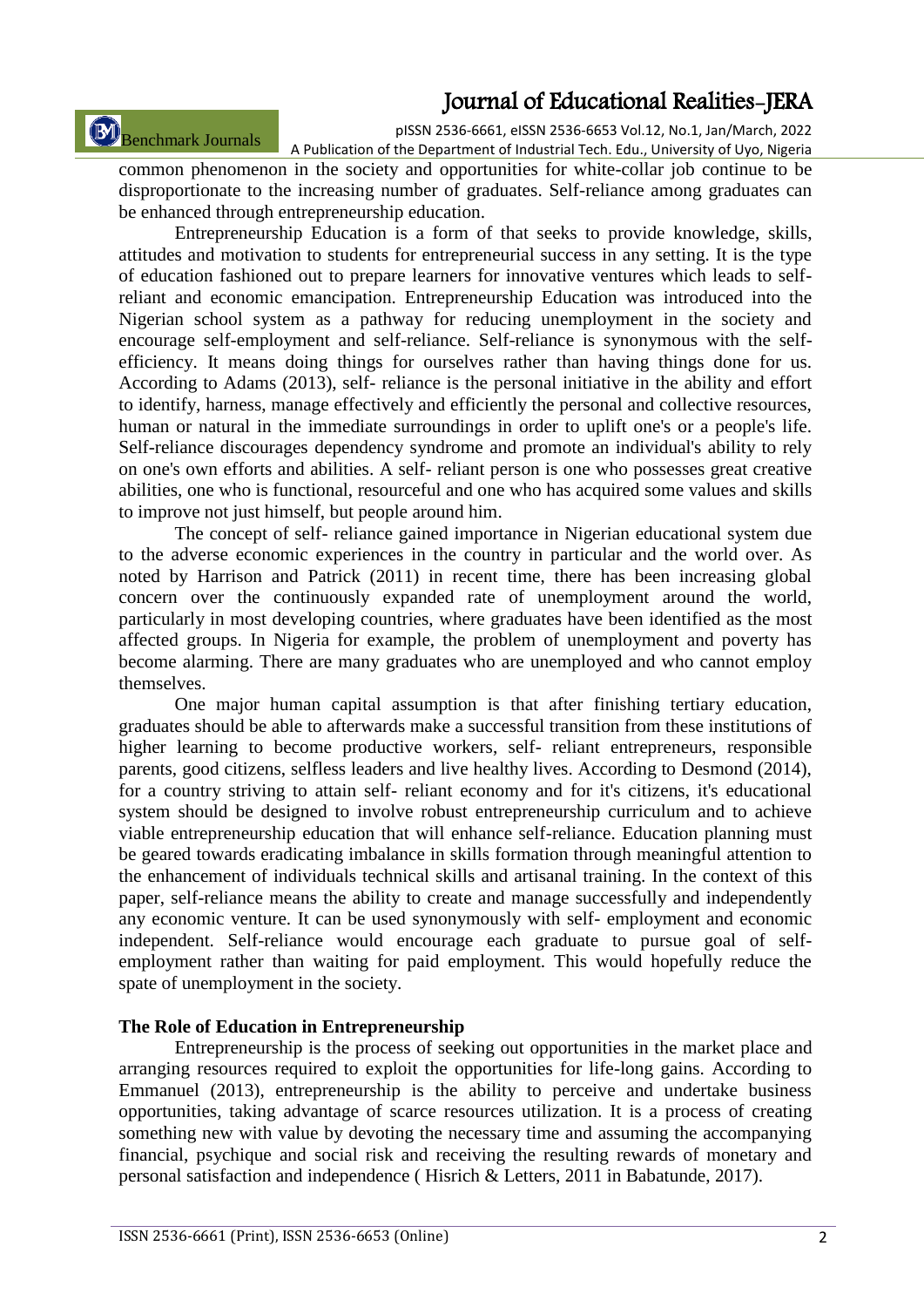common phenomenon in the society and opportunities for white-collar job continue to be disproportionate to the increasing number of graduates. Self-reliance among graduates can be enhanced through entrepreneurship education.

Entrepreneurship Education is a form of that seeks to provide knowledge, skills, attitudes and motivation to students for entrepreneurial success in any setting. It is the type of education fashioned out to prepare learners for innovative ventures which leads to self-reliant and economic emancipation. Entrepreneurship Education was introduced into the Nigerian school system as a pathway for reducing unemployment in the society and encourage self-employment and self-reliance. Self-reliance is synonymous with the self-efficiency. It means doing things for ourselves rather than having things done for us. According to Adams (2013), self- reliance is the personal initiative in the ability and effort to identify, harness, manage effectively and efficiently the personal and collective resources, human or natural in the immediate surroundings in order to uplift one's or a people's life. Self-reliance discourages dependency syndrome and promote an individual's ability to rely on one's own efforts and abilities. A self- reliant person is one who possesses great creative abilities, one who is functional, resourceful and one who has acquired some values and skills to improve not just himself, but people around him.

The concept of self- reliance gained importance in Nigerian educational system due to the adverse economic experiences in the country in particular and the world over. As noted by Harrison and Patrick (2011) in recent time, there has been increasing global concern over the continuously expanded rate of unemployment around the world, particularly in most developing countries, where graduates have been identified as the most affected groups. In Nigeria for example, the problem of unemployment and poverty has become alarming. There are many graduates who are unemployed and who cannot employ themselves.

One major human capital assumption is that after finishing tertiary education, graduates should be able to afterwards make a successful transition from these institutions of higher learning to become productive workers, self- reliant entrepreneurs, responsible parents, good citizens, selfless leaders and live healthy lives. According to Desmond (2014), for a country striving to attain self- reliant economy and for it's citizens, it's educational system should be designed to involve robust entrepreneurship curriculum and to achieve viable entrepreneurship education that will enhance self-reliance. Education planning must be geared towards eradicating imbalance in skills formation through meaningful attention to the enhancement of individuals technical skills and artisanal training. In the context of this paper, self-reliance means the ability to create and manage successfully and independently any economic venture. It can be used synonymously with self- employment and economic independent. Self-reliance would encourage each graduate to pursue goal of self-employment rather than waiting for paid employment. This would hopefully reduce the spate of unemployment in the society.

**The Role of Education in Entrepreneurship**

Entrepreneurship is the process of seeking out opportunities in the market place and arranging resources required to exploit the opportunities for life-long gains. According to Emmanuel (2013), entrepreneurship is the ability to perceive and undertake business opportunities, taking advantage of scarce resources utilization. It is a process of creating something new with value by devoting the necessary time and assuming the accompanying financial, psychique and social risk and receiving the resulting rewards of monetary and personal satisfaction and independence ( Hisrich & Letters, 2011 in Babatunde, 2017).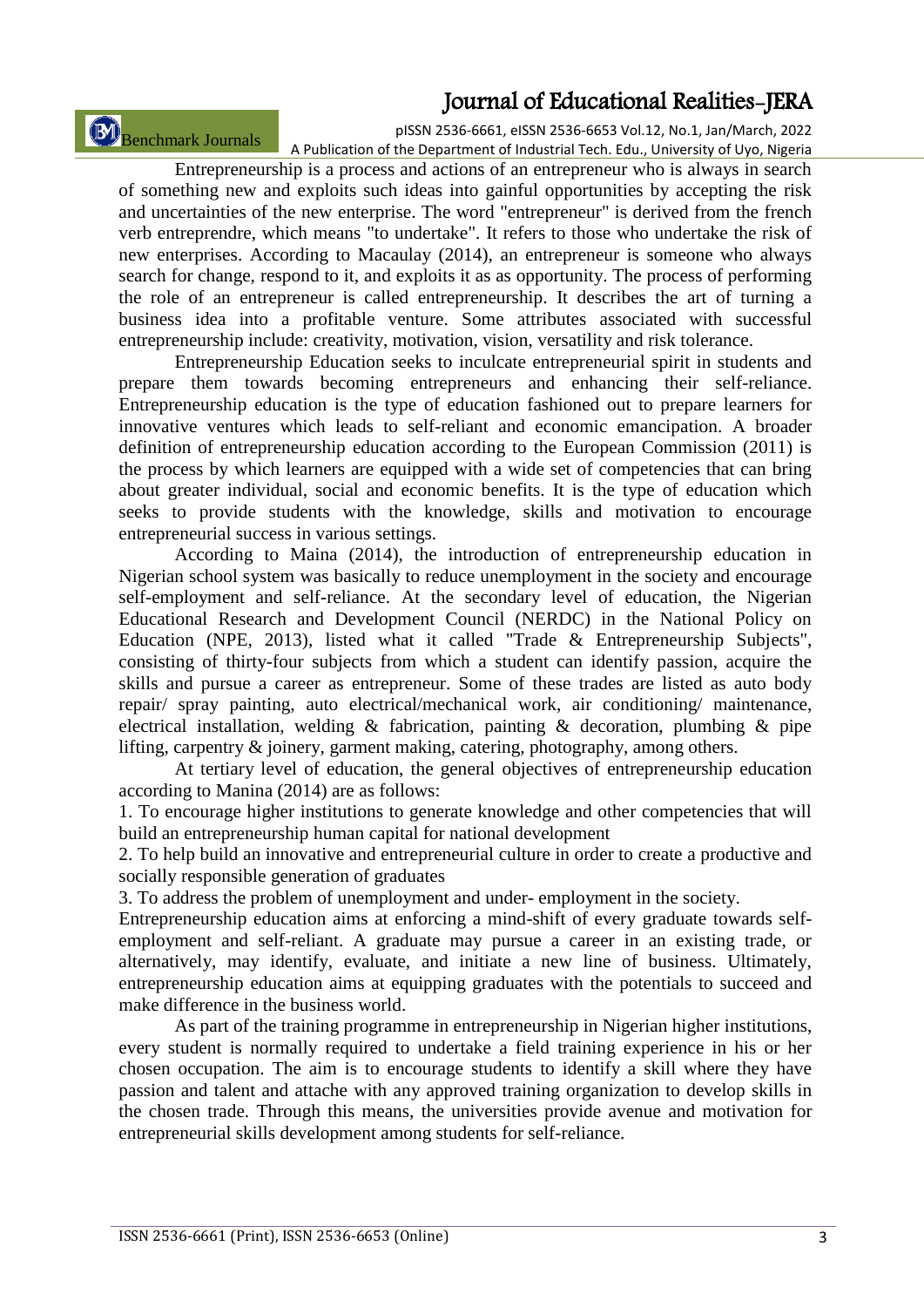Entrepreneurship is a process and actions of an entrepreneur who is always in search of something new and exploits such ideas into gainful opportunities by accepting the risk and uncertainties of the new enterprise. The word "entrepreneur" is derived from the french verb entreprendre, which means "to undertake". It refers to those who undertake the risk of new enterprises. According to Macaulay (2014), an entrepreneur is someone who always search for change, respond to it, and exploits it as as opportunity. The process of performing the role of an entrepreneur is called entrepreneurship. It describes the art of turning a business idea into a profitable venture. Some attributes associated with successful entrepreneurship include: creativity, motivation, vision, versatility and risk tolerance.

Entrepreneurship Education seeks to inculcate entrepreneurial spirit in students and prepare them towards becoming entrepreneurs and enhancing their self-reliance. Entrepreneurship education is the type of education fashioned out to prepare learners for innovative ventures which leads to self-reliant and economic emancipation. A broader definition of entrepreneurship education according to the European Commission (2011) is the process by which learners are equipped with a wide set of competencies that can bring about greater individual, social and economic benefits. It is the type of education which seeks to provide students with the knowledge, skills and motivation to encourage entrepreneurial success in various settings.

According to Maina (2014), the introduction of entrepreneurship education in Nigerian school system was basically to reduce unemployment in the society and encourage self-employment and self-reliance. At the secondary level of education, the Nigerian Educational Research and Development Council (NERDC) in the National Policy on Education (NPE, 2013), listed what it called "Trade & Entrepreneurship Subjects", consisting of thirty-four subjects from which a student can identify passion, acquire the skills and pursue a career as entrepreneur. Some of these trades are listed as auto body repair/ spray painting, auto electrical/mechanical work, air conditioning/ maintenance, electrical installation, welding & fabrication, painting & decoration, plumbing & pipe lifting, carpentry & joinery, garment making, catering, photography, among others.

At tertiary level of education, the general objectives of entrepreneurship education according to Manina (2014) are as follows:

1. To encourage higher institutions to generate knowledge and other competencies that will build an entrepreneurship human capital for national development
2. To help build an innovative and entrepreneurial culture in order to create a productive and socially responsible generation of graduates
3. To address the problem of unemployment and under- employment in the society.

Entrepreneurship education aims at enforcing a mind-shift of every graduate towards self-employment and self-reliant. A graduate may pursue a career in an existing trade, or alternatively, may identify, evaluate, and initiate a new line of business. Ultimately, entrepreneurship education aims at equipping graduates with the potentials to succeed and make difference in the business world.

As part of the training programme in entrepreneurship in Nigerian higher institutions, every student is normally required to undertake a field training experience in his or her chosen occupation. The aim is to encourage students to identify a skill where they have passion and talent and attache with any approved training organization to develop skills in the chosen trade. Through this means, the universities provide avenue and motivation for entrepreneurial skills development among students for self-reliance.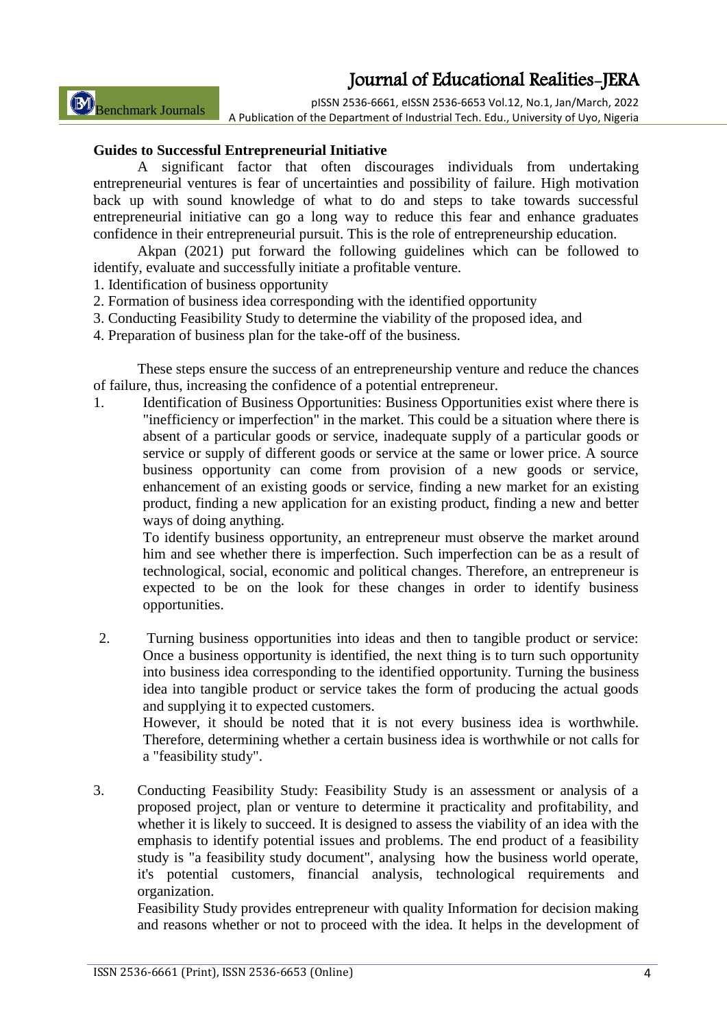**Guides to Successful Entrepreneurial Initiative**

A significant factor that often discourages individuals from undertaking entrepreneurial ventures is fear of uncertainties and possibility of failure. High motivation back up with sound knowledge of what to do and steps to take towards successful entrepreneurial initiative can go a long way to reduce this fear and enhance graduates confidence in their entrepreneurial pursuit. This is the role of entrepreneurship education.

Akpan (2021) put forward the following guidelines which can be followed to identify, evaluate and successfully initiate a profitable venture.

1. Identification of business opportunity
2. Formation of business idea corresponding with the identified opportunity
3. Conducting Feasibility Study to determine the viability of the proposed idea, and
4. Preparation of business plan for the take-off of the business.

These steps ensure the success of an entrepreneurship venture and reduce the chances of failure, thus, increasing the confidence of a potential entrepreneur.

1. Identification of Business Opportunities: Business Opportunities exist where there is "inefficiency or imperfection" in the market. This could be a situation where there is absent of a particular goods or service, inadequate supply of a particular goods or service or supply of different goods or service at the same or lower price. A source business opportunity can come from provision of a new goods or service, enhancement of an existing goods or service, finding a new market for an existing product, finding a new application for an existing product, finding a new and better ways of doing anything.

   To identify business opportunity, an entrepreneur must observe the market around him and see whether there is imperfection. Such imperfection can be as a result of technological, social, economic and political changes. Therefore, an entrepreneur is expected to be on the look for these changes in order to identify business opportunities.

2. Turning business opportunities into ideas and then to tangible product or service: Once a business opportunity is identified, the next thing is to turn such opportunity into business idea corresponding to the identified opportunity. Turning the business idea into tangible product or service takes the form of producing the actual goods and supplying it to expected customers.

   However, it should be noted that it is not every business idea is worthwhile. Therefore, determining whether a certain business idea is worthwhile or not calls for a "feasibility study".

3. Conducting Feasibility Study: Feasibility Study is an assessment or analysis of a proposed project, plan or venture to determine it practicality and profitability, and whether it is likely to succeed. It is designed to assess the viability of an idea with the emphasis to identify potential issues and problems. The end product of a feasibility study is "a feasibility study document", analysing how the business world operate, it's potential customers, financial analysis, technological requirements and organization.

   Feasibility Study provides entrepreneur with quality Information for decision making and reasons whether or not to proceed with the idea. It helps in the development of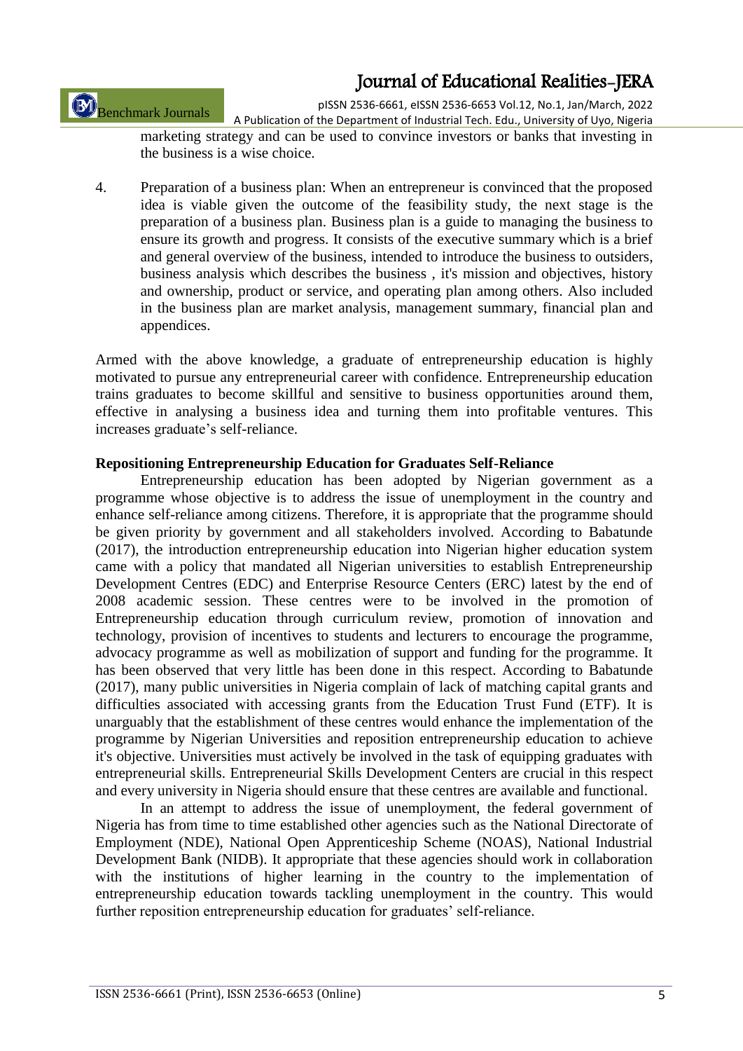marketing strategy and can be used to convince investors or banks that investing in the business is a wise choice.

4. Preparation of a business plan: When an entrepreneur is convinced that the proposed idea is viable given the outcome of the feasibility study, the next stage is the preparation of a business plan. Business plan is a guide to managing the business to ensure its growth and progress. It consists of the executive summary which is a brief and general overview of the business, intended to introduce the business to outsiders, business analysis which describes the business , it's mission and objectives, history and ownership, product or service, and operating plan among others. Also included in the business plan are market analysis, management summary, financial plan and appendices.

Armed with the above knowledge, a graduate of entrepreneurship education is highly motivated to pursue any entrepreneurial career with confidence. Entrepreneurship education trains graduates to become skillful and sensitive to business opportunities around them, effective in analysing a business idea and turning them into profitable ventures. This increases graduate's self-reliance.

**Repositioning Entrepreneurship Education for Graduates Self-Reliance**

Entrepreneurship education has been adopted by Nigerian government as a programme whose objective is to address the issue of unemployment in the country and enhance self-reliance among citizens. Therefore, it is appropriate that the programme should be given priority by government and all stakeholders involved. According to Babatunde (2017), the introduction entrepreneurship education into Nigerian higher education system came with a policy that mandated all Nigerian universities to establish Entrepreneurship Development Centres (EDC) and Enterprise Resource Centers (ERC) latest by the end of 2008 academic session. These centres were to be involved in the promotion of Entrepreneurship education through curriculum review, promotion of innovation and technology, provision of incentives to students and lecturers to encourage the programme, advocacy programme as well as mobilization of support and funding for the programme. It has been observed that very little has been done in this respect. According to Babatunde (2017), many public universities in Nigeria complain of lack of matching capital grants and difficulties associated with accessing grants from the Education Trust Fund (ETF). It is unarguably that the establishment of these centres would enhance the implementation of the programme by Nigerian Universities and reposition entrepreneurship education to achieve it's objective. Universities must actively be involved in the task of equipping graduates with entrepreneurial skills. Entrepreneurial Skills Development Centers are crucial in this respect and every university in Nigeria should ensure that these centres are available and functional.

In an attempt to address the issue of unemployment, the federal government of Nigeria has from time to time established other agencies such as the National Directorate of Employment (NDE), National Open Apprenticeship Scheme (NOAS), National Industrial Development Bank (NIDB). It appropriate that these agencies should work in collaboration with the institutions of higher learning in the country to the implementation of entrepreneurship education towards tackling unemployment in the country. This would further reposition entrepreneurship education for graduates' self-reliance.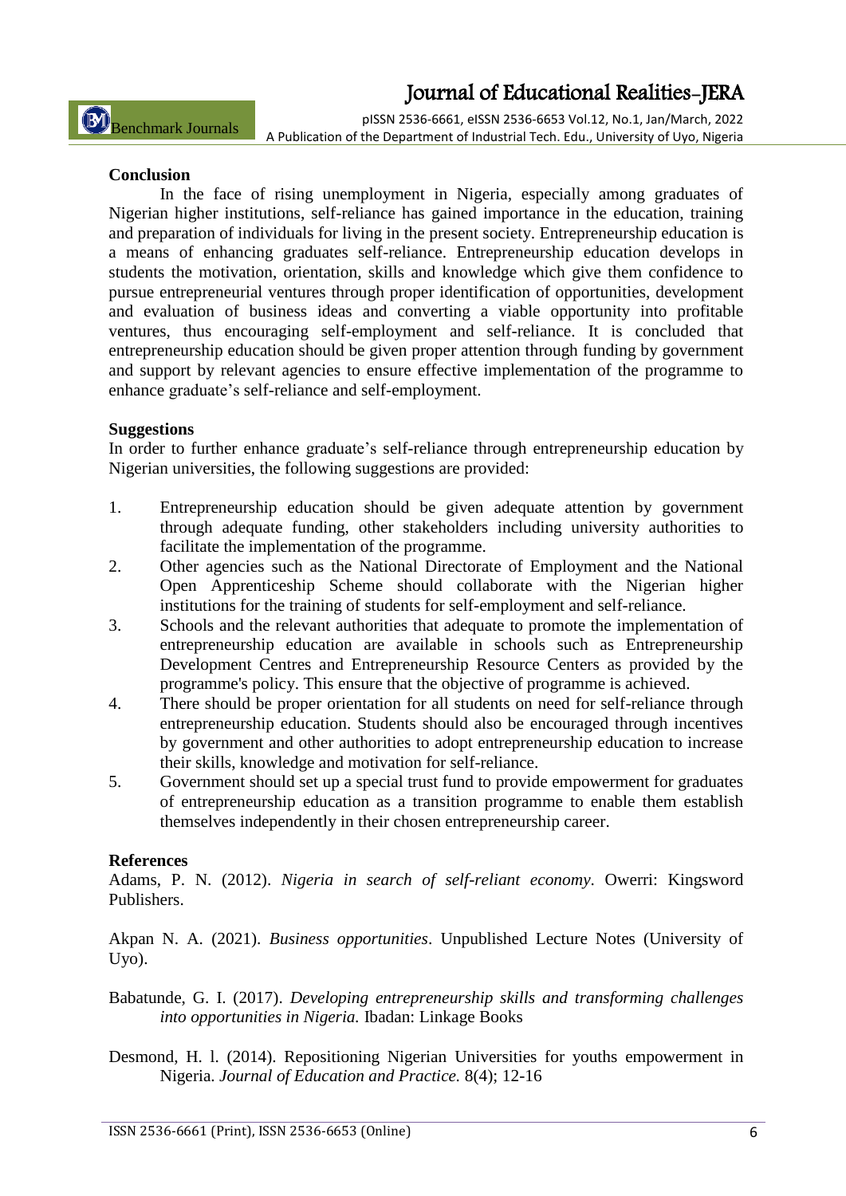## Conclusion

In the face of rising unemployment in Nigeria, especially among graduates of Nigerian higher institutions, self-reliance has gained importance in the education, training and preparation of individuals for living in the present society. Entrepreneurship education is a means of enhancing graduates self-reliance. Entrepreneurship education develops in students the motivation, orientation, skills and knowledge which give them confidence to pursue entrepreneurial ventures through proper identification of opportunities, development and evaluation of business ideas and converting a viable opportunity into profitable ventures, thus encouraging self-employment and self-reliance. It is concluded that entrepreneurship education should be given proper attention through funding by government and support by relevant agencies to ensure effective implementation of the programme to enhance graduate's self-reliance and self-employment.

## Suggestions

In order to further enhance graduate's self-reliance through entrepreneurship education by Nigerian universities, the following suggestions are provided:

1. Entrepreneurship education should be given adequate attention by government through adequate funding, other stakeholders including university authorities to facilitate the implementation of the programme.
2. Other agencies such as the National Directorate of Employment and the National Open Apprenticeship Scheme should collaborate with the Nigerian higher institutions for the training of students for self-employment and self-reliance.
3. Schools and the relevant authorities that adequate to promote the implementation of entrepreneurship education are available in schools such as Entrepreneurship Development Centres and Entrepreneurship Resource Centers as provided by the programme's policy. This ensure that the objective of programme is achieved.
4. There should be proper orientation for all students on need for self-reliance through entrepreneurship education. Students should also be encouraged through incentives by government and other authorities to adopt entrepreneurship education to increase their skills, knowledge and motivation for self-reliance.
5. Government should set up a special trust fund to provide empowerment for graduates of entrepreneurship education as a transition programme to enable them establish themselves independently in their chosen entrepreneurship career.

## References

Adams, P. N. (2012). *Nigeria in search of self-reliant economy*. Owerri: Kingsword Publishers.

Akpan N. A. (2021). *Business opportunities*. Unpublished Lecture Notes (University of Uyo).

Babatunde, G. I. (2017). *Developing entrepreneurship skills and transforming challenges into opportunities in Nigeria.* Ibadan: Linkage Books

Desmond, H. l. (2014). Repositioning Nigerian Universities for youths empowerment in Nigeria. *Journal of Education and Practice.* 8(4); 12-16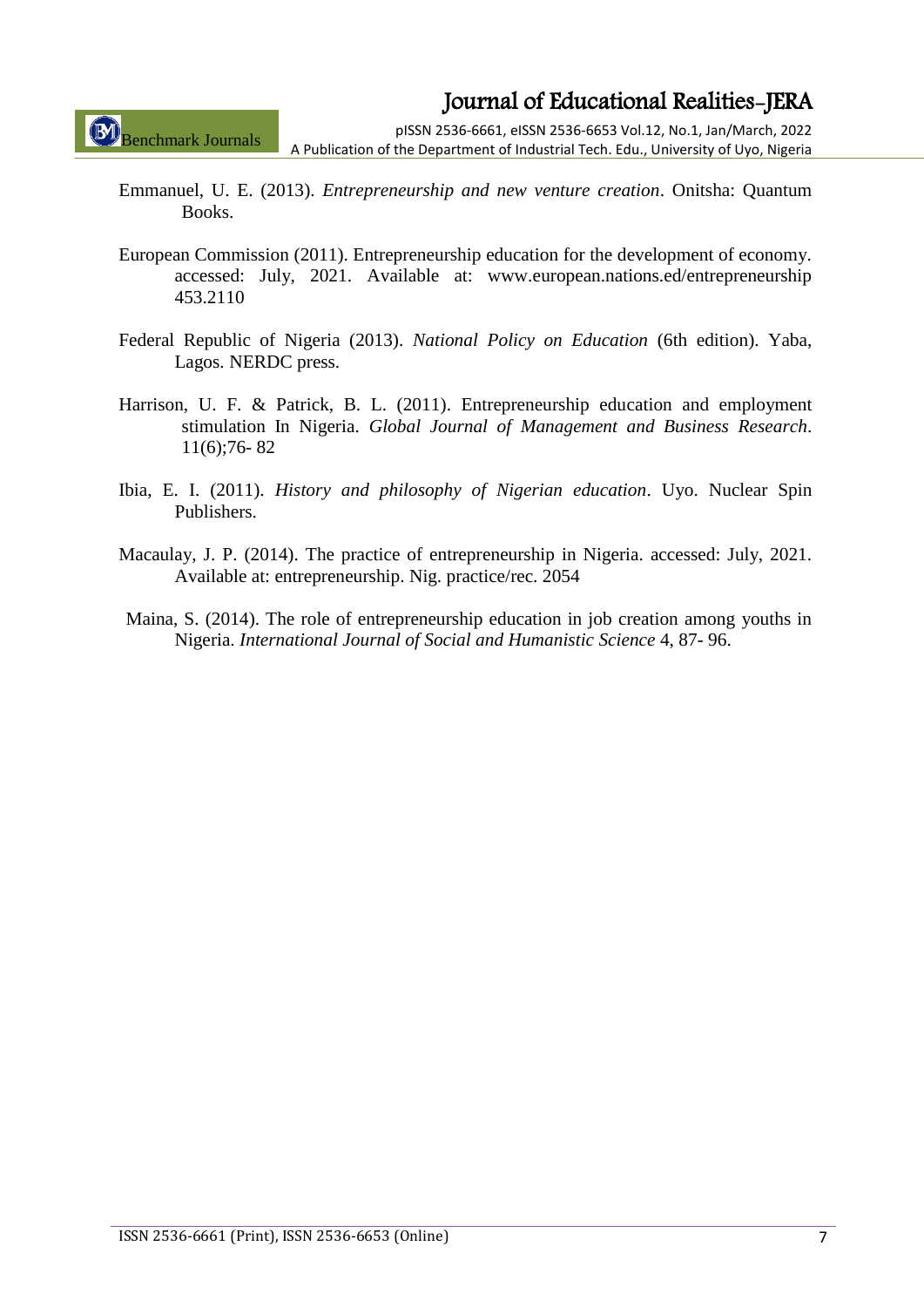Emmanuel, U. E. (2013). *Entrepreneurship and new venture creation*. Onitsha: Quantum Books.

European Commission (2011). Entrepreneurship education for the development of economy. accessed: July, 2021. Available at: www.european.nations.ed/entrepreneurship 453.2110

Federal Republic of Nigeria (2013). *National Policy on Education* (6th edition). Yaba, Lagos. NERDC press.

Harrison, U. F. & Patrick, B. L. (2011). Entrepreneurship education and employment stimulation In Nigeria. *Global Journal of Management and Business Research*. 11(6);76- 82

Ibia, E. I. (2011). *History and philosophy of Nigerian education*. Uyo. Nuclear Spin Publishers.

Macaulay, J. P. (2014). The practice of entrepreneurship in Nigeria. accessed: July, 2021. Available at: entrepreneurship. Nig. practice/rec. 2054

Maina, S. (2014). The role of entrepreneurship education in job creation among youths in Nigeria. *International Journal of Social and Humanistic Science* 4, 87- 96.